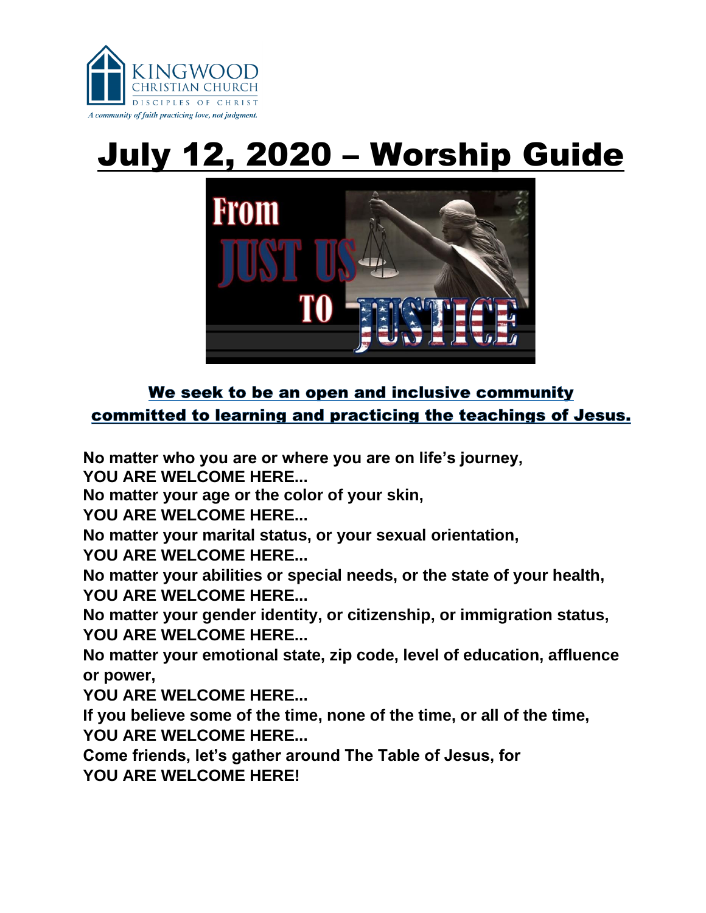KINGWOOD CHRISTIAN CHURCH
DISCIPLES OF CHRIST
*A community of faith practicing love, not judgment.*

# July 12, 2020 – Worship Guide

From JUST US TO JUSTICE

**We seek to be an open and inclusive community committed to learning and practicing the teachings of Jesus.**

**No matter who you are or where you are on life's journey,**
**YOU ARE WELCOME HERE...**
**No matter your age or the color of your skin,**
**YOU ARE WELCOME HERE...**
**No matter your marital status, or your sexual orientation,**
**YOU ARE WELCOME HERE...**
**No matter your abilities or special needs, or the state of your health,**
**YOU ARE WELCOME HERE...**
**No matter your gender identity, or citizenship, or immigration status,**
**YOU ARE WELCOME HERE...**
**No matter your emotional state, zip code, level of education, affluence or power,**
**YOU ARE WELCOME HERE...**
**If you believe some of the time, none of the time, or all of the time,**
**YOU ARE WELCOME HERE...**
**Come friends, let's gather around The Table of Jesus, for**
**YOU ARE WELCOME HERE!**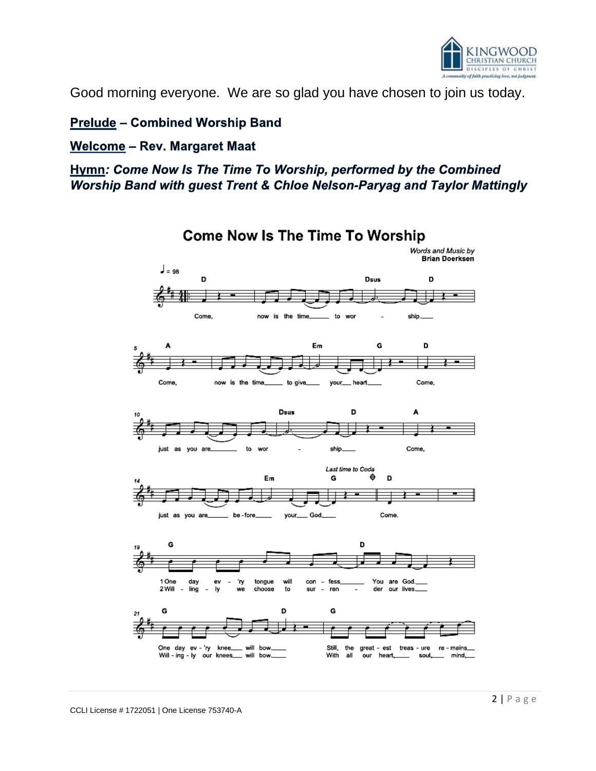Good morning everyone. We are so glad you have chosen to join us today.

**Prelude – Combined Worship Band**

**Welcome – Rev. Margaret Maat**

**Hymn*: Come Now Is The Time To Worship, performed by the Combined Worship Band with guest Trent & Chloe Nelson-Paryag and Taylor Mattingly***

## Come Now Is The Time To Worship

*Words and Music by*
**Brian Doerksen**

♩ = 98

Come, now is the time to worship
Come, now is the time to give your heart
Come, just as you are to worship
Come, just as you are before your God
Come.

1 One day ev - 'ry tongue will confess You are God
2 Will - ling - ly we choose to surrender our lives

One day ev - 'ry knee will bow.
Will - ing - ly our knees will bow.

Still, the great - est treas - ure re - mains
With all our heart, soul, mind,

CCLI License # 1722051 | One License 753740-A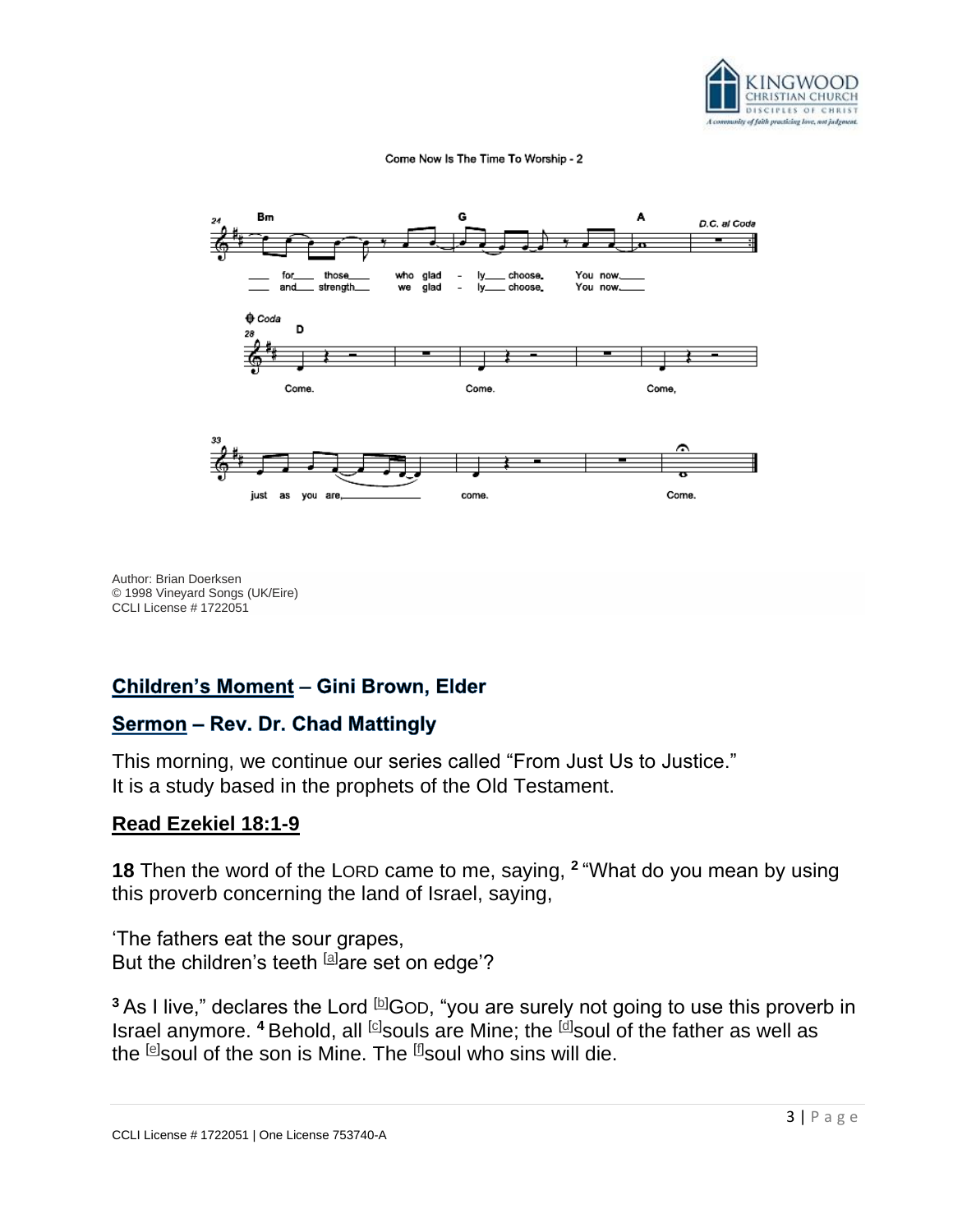Come Now Is The Time To Worship - 2

Author: Brian Doerksen
© 1998 Vineyard Songs (UK/Eire)
CCLI License # 1722051

## Children's Moment – Gini Brown, Elder

## Sermon – Rev. Dr. Chad Mattingly

This morning, we continue our series called "From Just Us to Justice."
It is a study based in the prophets of the Old Testament.

### Read Ezekiel 18:1-9

**18** Then the word of the LORD came to me, saying, **2** "What do you mean by using this proverb concerning the land of Israel, saying,

'The fathers eat the sour grapes,
But the children's teeth [a]are set on edge'?

**3** As I live," declares the Lord [b]GOD, "you are surely not going to use this proverb in Israel anymore. **4** Behold, all [c]souls are Mine; the [d]soul of the father as well as the [e]soul of the son is Mine. The [f]soul who sins will die.

CCLI License # 1722051 | One License 753740-A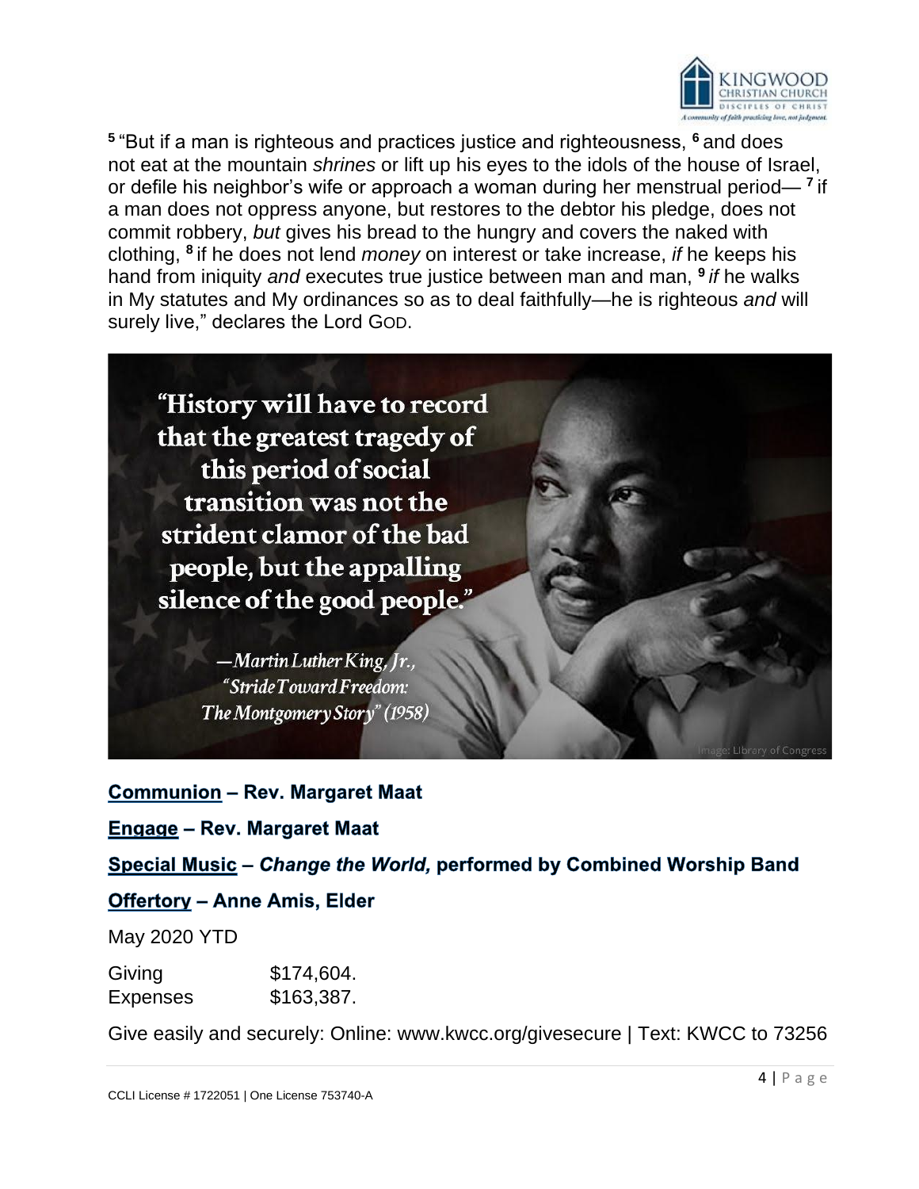[5] "But if a man is righteous and practices justice and righteousness, [6] and does not eat at the mountain *shrines* or lift up his eyes to the idols of the house of Israel, or defile his neighbor's wife or approach a woman during her menstrual period— [7] if a man does not oppress anyone, but restores to the debtor his pledge, does not commit robbery, *but* gives his bread to the hungry and covers the naked with clothing, [8] if he does not lend *money* on interest or take increase, *if* he keeps his hand from iniquity *and* executes true justice between man and man, [9] *if* he walks in My statutes and My ordinances so as to deal faithfully—he is righteous *and* will surely live," declares the Lord GOD.

"History will have to record that the greatest tragedy of this period of social transition was not the strident clamor of the bad people, but the appalling silence of the good people."

—*Martin Luther King, Jr., "Stride Toward Freedom: The Montgomery Story" (1958)*

Image: Library of Congress

**Communion – Rev. Margaret Maat**

**Engage – Rev. Margaret Maat**

**Special Music – *Change the World,* performed by Combined Worship Band**

**Offertory – Anne Amis, Elder**

May 2020 YTD

| | |
|---|---|
| Giving | $174,604. |
| Expenses | $163,387. |

Give easily and securely: Online: www.kwcc.org/givesecure | Text: KWCC to 73256

CCLI License # 1722051 | One License 753740-A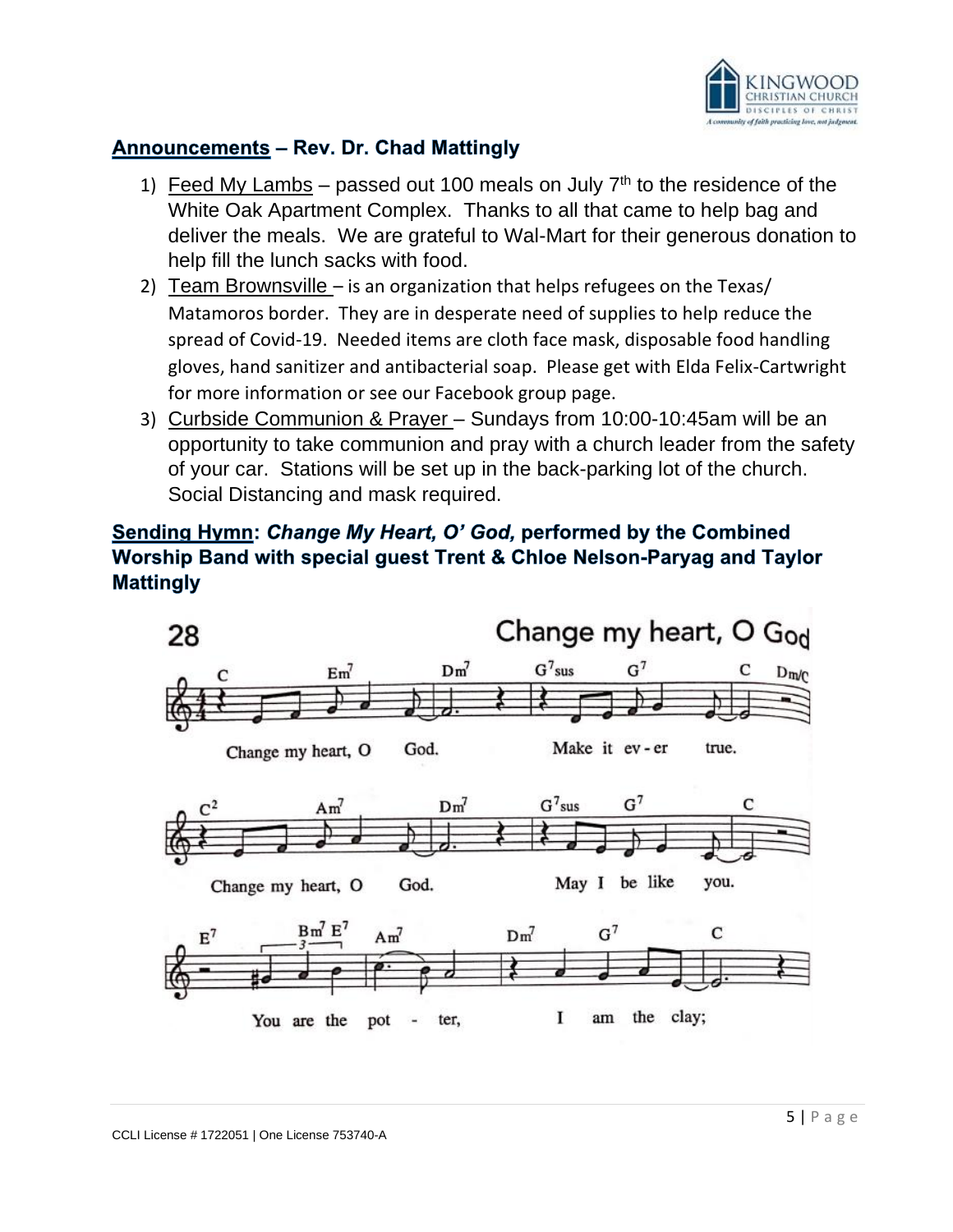## Announcements – Rev. Dr. Chad Mattingly

1) Feed My Lambs – passed out 100 meals on July 7th to the residence of the White Oak Apartment Complex. Thanks to all that came to help bag and deliver the meals. We are grateful to Wal-Mart for their generous donation to help fill the lunch sacks with food.
2) Team Brownsville – is an organization that helps refugees on the Texas/ Matamoros border. They are in desperate need of supplies to help reduce the spread of Covid-19. Needed items are cloth face mask, disposable food handling gloves, hand sanitizer and antibacterial soap. Please get with Elda Felix-Cartwright for more information or see our Facebook group page.
3) Curbside Communion & Prayer – Sundays from 10:00-10:45am will be an opportunity to take communion and pray with a church leader from the safety of your car. Stations will be set up in the back-parking lot of the church. Social Distancing and mask required.

## Sending Hymn: *Change My Heart, O' God,* performed by the Combined Worship Band with special guest Trent & Chloe Nelson-Paryag and Taylor Mattingly

28 Change my heart, O God

Change my heart, O God. Make it ever true.

Change my heart, O God. May I be like you.

You are the potter, I am the clay;

CCLI License # 1722051 | One License 753740-A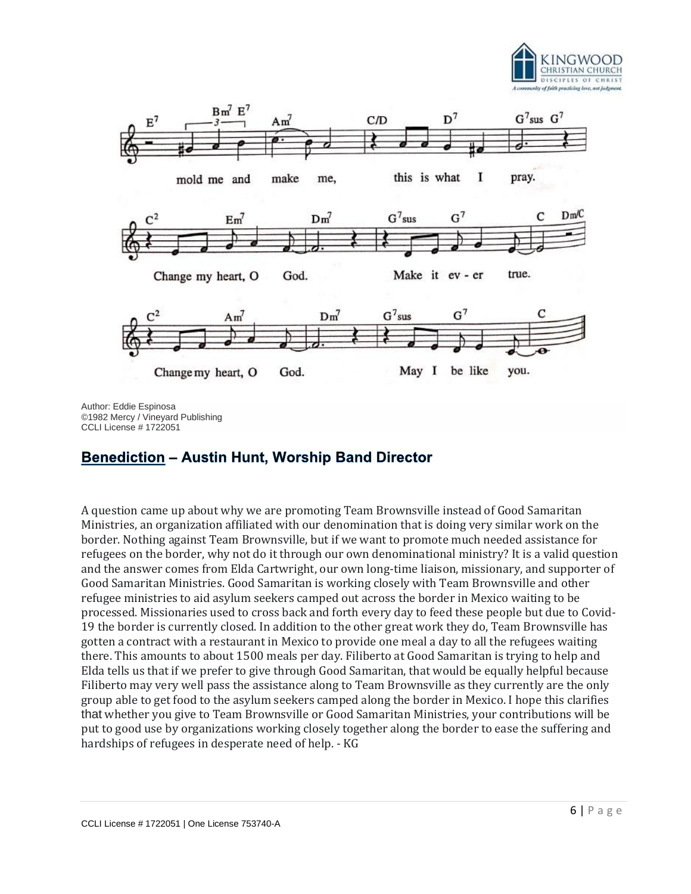mold me and make me, this is what I pray.

Change my heart, O God. Make it ev - er true.

Change my heart, O God. May I be like you.

Author: Eddie Espinosa
©1982 Mercy / Vineyard Publishing
CCLI License # 1722051

## Benediction – Austin Hunt, Worship Band Director

A question came up about why we are promoting Team Brownsville instead of Good Samaritan Ministries, an organization affiliated with our denomination that is doing very similar work on the border. Nothing against Team Brownsville, but if we want to promote much needed assistance for refugees on the border, why not do it through our own denominational ministry? It is a valid question and the answer comes from Elda Cartwright, our own long-time liaison, missionary, and supporter of Good Samaritan Ministries. Good Samaritan is working closely with Team Brownsville and other refugee ministries to aid asylum seekers camped out across the border in Mexico waiting to be processed. Missionaries used to cross back and forth every day to feed these people but due to Covid-19 the border is currently closed. In addition to the other great work they do, Team Brownsville has gotten a contract with a restaurant in Mexico to provide one meal a day to all the refugees waiting there. This amounts to about 1500 meals per day. Filiberto at Good Samaritan is trying to help and Elda tells us that if we prefer to give through Good Samaritan, that would be equally helpful because Filiberto may very well pass the assistance along to Team Brownsville as they currently are the only group able to get food to the asylum seekers camped along the border in Mexico. I hope this clarifies that whether you give to Team Brownsville or Good Samaritan Ministries, your contributions will be put to good use by organizations working closely together along the border to ease the suffering and hardships of refugees in desperate need of help. - KG